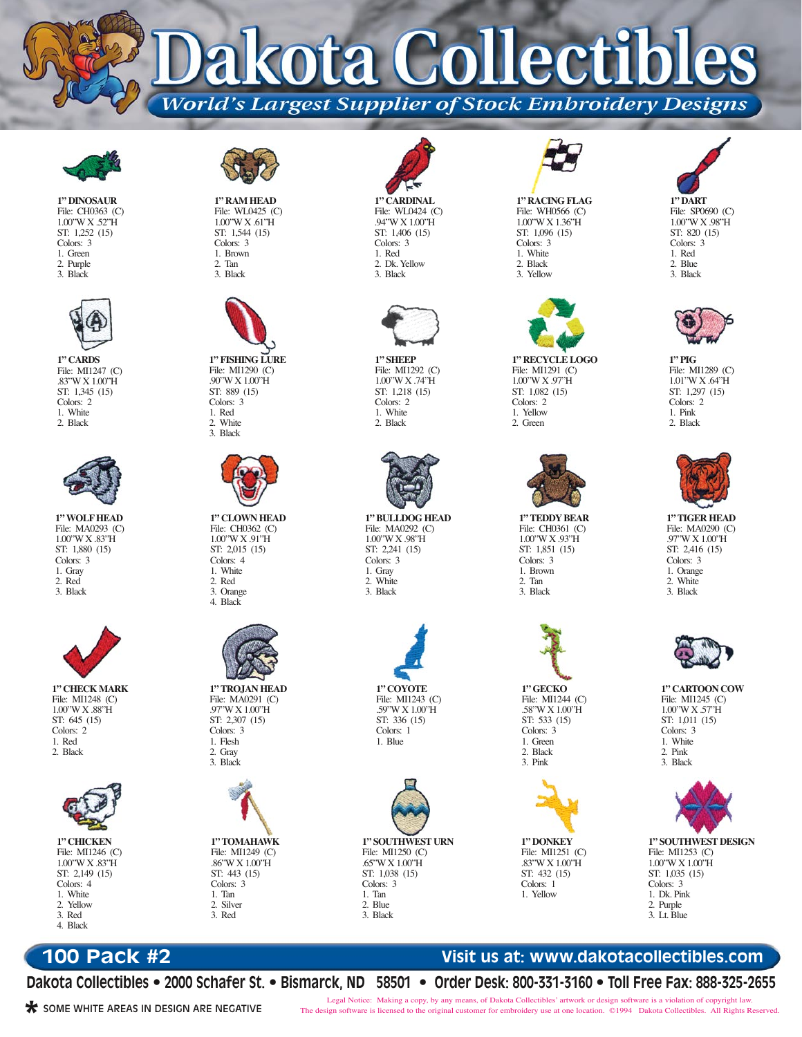# Dakota Collectibles

*World's Largest Supplier of Stock Embroidery Designs*

**1" DINOSAUR**
File: CH0363 (C)
1.00"W X .52"H
ST: 1,252 (15)
Colors: 3
1. Green
2. Purple
3. Black

**1" RAM HEAD**
File: WL0425 (C)
1.00"W X .61"H
ST: 1,544 (15)
Colors: 3
1. Brown
2. Tan
3. Black

**1" CARDINAL**
File: WL0424 (C)
.94"W X 1.00"H
ST: 1,406 (15)
Colors: 3
1. Red
2. Dk. Yellow
3. Black

**1" RACING FLAG**
File: WH0566 (C)
1.00"W X 1.36"H
ST: 1,096 (15)
Colors: 3
1. White
2. Black
3. Yellow

**1" DART**
File: SP0690 (C)
1.00"W X .98"H
ST: 820 (15)
Colors: 3
1. Red
2. Blue
3. Black

**1" CARDS**
File: MI1247 (C)
.83"W X 1.00"H
ST: 1,345 (15)
Colors: 2
1. White
2. Black

**1" FISHING LURE**
File: MI1290 (C)
.90"W X 1.00"H
ST: 889 (15)
Colors: 3
1. Red
2. White
3. Black

**1" SHEEP**
File: MI1292 (C)
1.00"W X .74"H
ST: 1,218 (15)
Colors: 2
1. White
2. Black

**1" RECYCLE LOGO**
File: MI1291 (C)
1.00"W X .97"H
ST: 1,082 (15)
Colors: 2
1. Yellow
2. Green

**1" PIG**
File: MI1289 (C)
1.01"W X .64"H
ST: 1,297 (15)
Colors: 2
1. Pink
2. Black

**1" WOLF HEAD**
File: MA0293 (C)
1.00"W X .83"H
ST: 1,880 (15)
Colors: 3
1. Gray
2. Red
3. Black

**1" CLOWN HEAD**
File: CH0362 (C)
1.00"W X .91"H
ST: 2,015 (15)
Colors: 4
1. White
2. Red
3. Orange
4. Black

**1" BULLDOG HEAD**
File: MA0292 (C)
1.00"W X .98"H
ST: 2,241 (15)
Colors: 3
1. Gray
2. White
3. Black

**1" TEDDY BEAR**
File: CH0361 (C)
1.00"W X .93"H
ST: 1,851 (15)
Colors: 3
1. Brown
2. Tan
3. Black

**1" TIGER HEAD**
File: MA0290 (C)
.97"W X 1.00"H
ST: 2,416 (15)
Colors: 3
1. Orange
2. White
3. Black

**1" CHECK MARK**
File: MI1248 (C)
1.00"W X .88"H
ST: 645 (15)
Colors: 2
1. Red
2. Black

**1" TROJAN HEAD**
File: MA0291 (C)
.97"W X 1.00"H
ST: 2,307 (15)
Colors: 3
1. Flesh
2. Gray
3. Black

**1" COYOTE**
File: MI1243 (C)
.59"W X 1.00"H
ST: 336 (15)
Colors: 1
1. Blue

**1" GECKO**
File: MI1244 (C)
.58"W X 1.00"H
ST: 533 (15)
Colors: 3
1. Green
2. Black
3. Pink

**1" CARTOON COW**
File: MI1245 (C)
1.00"W X .57"H
ST: 1,011 (15)
Colors: 3
1. White
2. Pink
3. Black

**1" CHICKEN**
File: MI1246 (C)
1.00"W X .83"H
ST: 2,149 (15)
Colors: 4
1. White
2. Yellow
3. Red
4. Black

**1" TOMAHAWK**
File: MI1249 (C)
.86"W X 1.00"H
ST: 443 (15)
Colors: 3
1. Tan
2. Silver
3. Red

**1" SOUTHWEST URN**
File: MI1250 (C)
.65"W X 1.00"H
ST: 1,038 (15)
Colors: 3
1. Tan
2. Blue
3. Black

**1" DONKEY**
File: MI1251 (C)
.83"W X 1.00"H
ST: 432 (15)
Colors: 1
1. Yellow

**1" SOUTHWEST DESIGN**
File: MI1253 (C)
1.00"W X 1.00"H
ST: 1,035 (15)
Colors: 3
1. Dk. Pink
2. Purple
3. Lt. Blue

**100 Pack #2** — Visit us at: www.dakotacollectibles.com

Dakota Collectibles • 2000 Schafer St. • Bismarck, ND 58501 • Order Desk: 800-331-3160 • Toll Free Fax: 888-325-2655

* SOME WHITE AREAS IN DESIGN ARE NEGATIVE

Legal Notice: Making a copy, by any means, of Dakota Collectibles' artwork or design software is a violation of copyright law. The design software is licensed to the original customer for embroidery use at one location. ©1994 Dakota Collectibles. All Rights Reserved.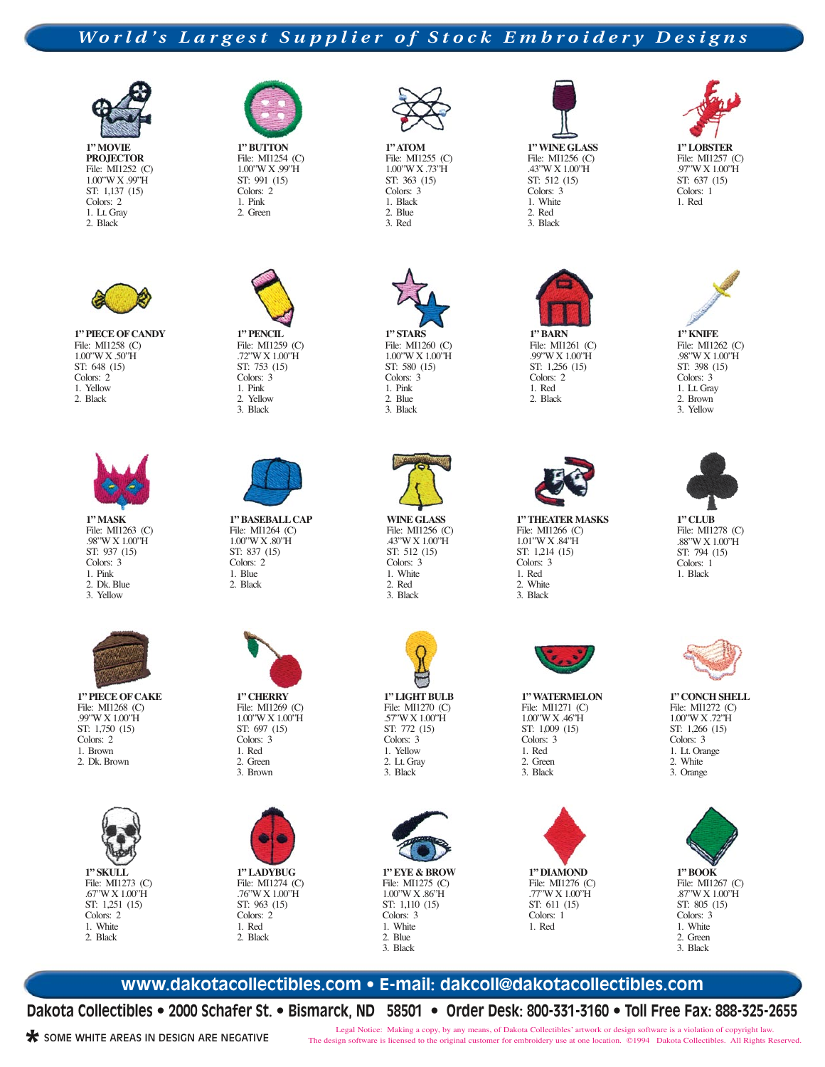*World's Largest Supplier of Stock Embroidery Designs*

**1" MOVIE PROJECTOR**
File: MI1252 (C)
1.00"W X .99"H
ST: 1,137 (15)
Colors: 2
1. Lt. Gray
2. Black

**1" BUTTON**
File: MI1254 (C)
1.00"W X .99"H
ST: 991 (15)
Colors: 2
1. Pink
2. Green

**1" ATOM**
File: MI1255 (C)
1.00"W X .73"H
ST: 363 (15)
Colors: 3
1. Black
2. Blue
3. Red

**1" WINE GLASS**
File: MI1256 (C)
.43"W X 1.00"H
ST: 512 (15)
Colors: 3
1. White
2. Red
3. Black

**1" LOBSTER**
File: MI1257 (C)
.97"W X 1.00"H
ST: 637 (15)
Colors: 1
1. Red

**1" PIECE OF CANDY**
File: MI1258 (C)
1.00"W X .50"H
ST: 648 (15)
Colors: 2
1. Yellow
2. Black

**1" PENCIL**
File: MI1259 (C)
.72"W X 1.00"H
ST: 753 (15)
Colors: 3
1. Pink
2. Yellow
3. Black

**1" STARS**
File: MI1260 (C)
1.00"W X 1.00"H
ST: 580 (15)
Colors: 3
1. Pink
2. Blue
3. Black

**1" BARN**
File: MI1261 (C)
.99"W X 1.00"H
ST: 1,256 (15)
Colors: 2
1. Red
2. Black

**1" KNIFE**
File: MI1262 (C)
.98"W X 1.00"H
ST: 398 (15)
Colors: 3
1. Lt. Gray
2. Brown
3. Yellow

**1" MASK**
File: MI1263 (C)
.98"W X 1.00"H
ST: 937 (15)
Colors: 3
1. Pink
2. Dk. Blue
3. Yellow

**1" BASEBALL CAP**
File: MI1264 (C)
1.00"W X .80"H
ST: 837 (15)
Colors: 2
1. Blue
2. Black

**WINE GLASS**
File: MI1256 (C)
.43"W X 1.00"H
ST: 512 (15)
Colors: 3
1. White
2. Red
3. Black

**1" THEATER MASKS**
File: MI1266 (C)
1.01"W X .84"H
ST: 1,214 (15)
Colors: 3
1. Red
2. White
3. Black

**1" CLUB**
File: MI1278 (C)
.88"W X 1.00"H
ST: 794 (15)
Colors: 1
1. Black

**1" PIECE OF CAKE**
File: MI1268 (C)
.99"W X 1.00"H
ST: 1,750 (15)
Colors: 2
1. Brown
2. Dk. Brown

**1" CHERRY**
File: MI1269 (C)
1.00"W X 1.00"H
ST: 697 (15)
Colors: 3
1. Red
2. Green
3. Brown

**1" LIGHT BULB**
File: MI1270 (C)
.57"W X 1.00"H
ST: 772 (15)
Colors: 3
1. Yellow
2. Lt. Gray
3. Black

**1" WATERMELON**
File: MI1271 (C)
1.00"W X .46"H
ST: 1,009 (15)
Colors: 3
1. Red
2. Green
3. Black

**1" CONCH SHELL**
File: MI1272 (C)
1.00"W X .72"H
ST: 1,266 (15)
Colors: 3
1. Lt. Orange
2. White
3. Orange

**1" SKULL**
File: MI1273 (C)
.67"W X 1.00"H
ST: 1,251 (15)
Colors: 2
1. White
2. Black

**1" LADYBUG**
File: MI1274 (C)
.76"W X 1.00"H
ST: 963 (15)
Colors: 2
1. Red
2. Black

**1" EYE & BROW**
File: MI1275 (C)
1.00"W X .86"H
ST: 1,110 (15)
Colors: 3
1. White
2. Blue
3. Black

**1" DIAMOND**
File: MI1276 (C)
.77"W X 1.00"H
ST: 611 (15)
Colors: 1
1. Red

**1" BOOK**
File: MI1267 (C)
.87"W X 1.00"H
ST: 805 (15)
Colors: 3
1. White
2. Green
3. Black

**www.dakotacollectibles.com • E-mail: dakcoll@dakotacollectibles.com**

**Dakota Collectibles • 2000 Schafer St. • Bismarck, ND 58501 • Order Desk: 800-331-3160 • Toll Free Fax: 888-325-2655**

* SOME WHITE AREAS IN DESIGN ARE NEGATIVE

Legal Notice: Making a copy, by any means, of Dakota Collectibles' artwork or design software is a violation of copyright law. The design software is licensed to the original customer for embroidery use at one location. ©1994 Dakota Collectibles. All Rights Reserved.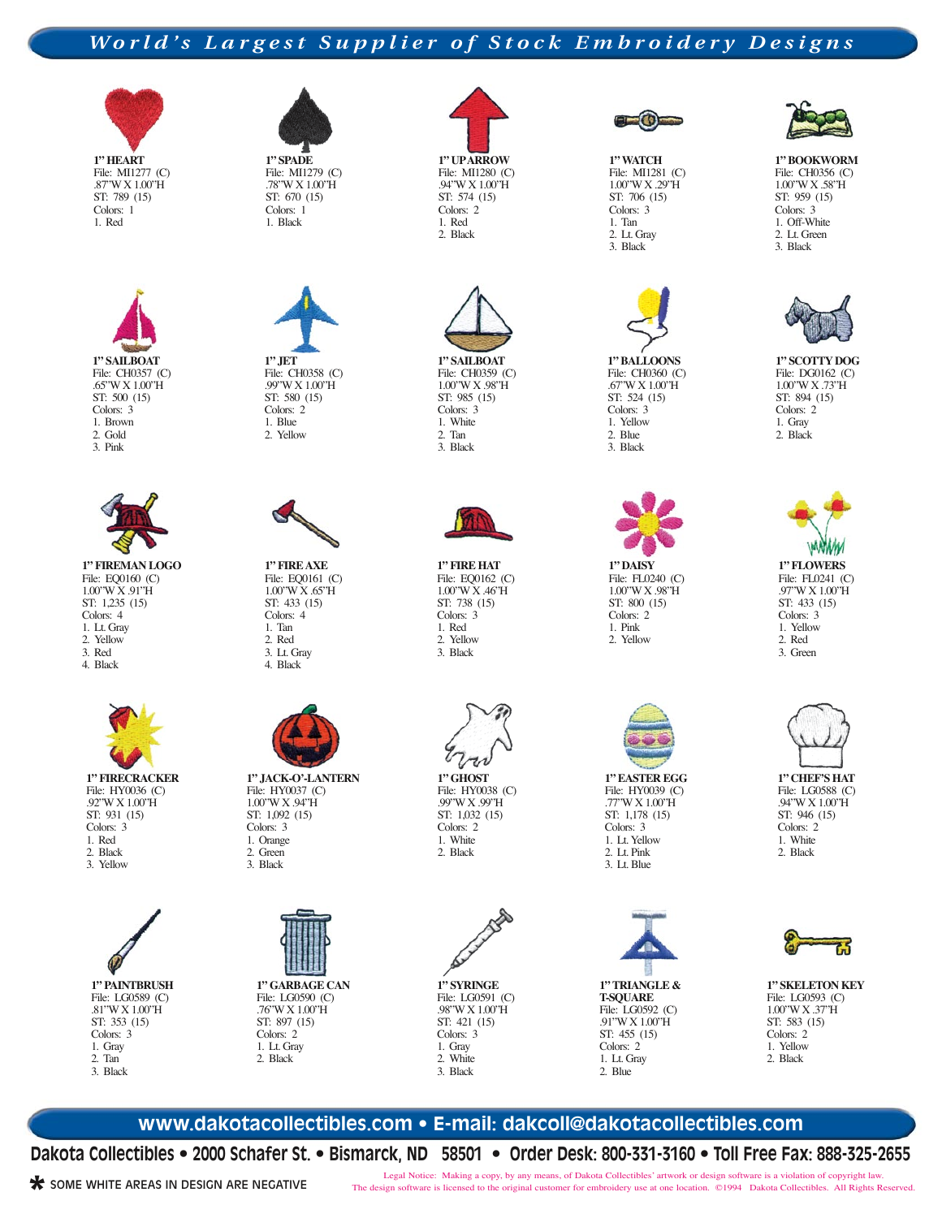*World's Largest Supplier of Stock Embroidery Designs*

**1" HEART**
File: MI1277 (C)
.87"W X 1.00"H
ST: 789 (15)
Colors: 1
1. Red

**1" SPADE**
File: MI1279 (C)
.78"W X 1.00"H
ST: 670 (15)
Colors: 1
1. Black

**1" UP ARROW**
File: MI1280 (C)
.94"W X 1.00"H
ST: 574 (15)
Colors: 2
1. Red
2. Black

**1" WATCH**
File: MI1281 (C)
1.00"W X .29"H
ST: 706 (15)
Colors: 3
1. Tan
2. Lt. Gray
3. Black

**1" BOOKWORM**
File: CH0356 (C)
1.00"W X .58"H
ST: 959 (15)
Colors: 3
1. Off-White
2. Lt. Green
3. Black

**1" SAILBOAT**
File: CH0357 (C)
.65"W X 1.00"H
ST: 500 (15)
Colors: 3
1. Brown
2. Gold
3. Pink

**1" JET**
File: CH0358 (C)
.99"W X 1.00"H
ST: 580 (15)
Colors: 2
1. Blue
2. Yellow

**1" SAILBOAT**
File: CH0359 (C)
1.00"W X .98"H
ST: 985 (15)
Colors: 3
1. White
2. Tan
3. Black

**1" BALLOONS**
File: CH0360 (C)
.67"W X 1.00"H
ST: 524 (15)
Colors: 3
1. Yellow
2. Blue
3. Black

**1" SCOTTY DOG**
File: DG0162 (C)
1.00"W X .73"H
ST: 894 (15)
Colors: 2
1. Gray
2. Black

**1" FIREMAN LOGO**
File: EQ0160 (C)
1.00"W X .91"H
ST: 1,235 (15)
Colors: 4
1. Lt. Gray
2. Yellow
3. Red
4. Black

**1" FIRE AXE**
File: EQ0161 (C)
1.00"W X .65"H
ST: 433 (15)
Colors: 4
1. Tan
2. Red
3. Lt. Gray
4. Black

**1" FIRE HAT**
File: EQ0162 (C)
1.00"W X .46"H
ST: 738 (15)
Colors: 3
1. Red
2. Yellow
3. Black

**1" DAISY**
File: FL0240 (C)
1.00"W X .98"H
ST: 800 (15)
Colors: 2
1. Pink
2. Yellow

**1" FLOWERS**
File: FL0241 (C)
.97"W X 1.00"H
ST: 433 (15)
Colors: 3
1. Yellow
2. Red
3. Green

**1" FIRECRACKER**
File: HY0036 (C)
.92"W X 1.00"H
ST: 931 (15)
Colors: 3
1. Red
2. Black
3. Yellow

**1" JACK-O'-LANTERN**
File: HY0037 (C)
1.00"W X .94"H
ST: 1,092 (15)
Colors: 3
1. Orange
2. Green
3. Black

**1" GHOST**
File: HY0038 (C)
.99"W X .99"H
ST: 1,032 (15)
Colors: 2
1. White
2. Black

**1" EASTER EGG**
File: HY0039 (C)
.77"W X 1.00"H
ST: 1,178 (15)
Colors: 3
1. Lt. Yellow
2. Lt. Pink
3. Lt. Blue

**1" CHEF'S HAT**
File: LG0588 (C)
.94"W X 1.00"H
ST: 946 (15)
Colors: 2
1. White
2. Black

**1" PAINTBRUSH**
File: LG0589 (C)
.81"W X 1.00"H
ST: 353 (15)
Colors: 3
1. Gray
2. Tan
3. Black

**1" GARBAGE CAN**
File: LG0590 (C)
.76"W X 1.00"H
ST: 897 (15)
Colors: 2
1. Lt. Gray
2. Black

**1" SYRINGE**
File: LG0591 (C)
.98"W X 1.00"H
ST: 421 (15)
Colors: 3
1. Gray
2. White
3. Black

**1" TRIANGLE & T-SQUARE**
File: LG0592 (C)
.91"W X 1.00"H
ST: 455 (15)
Colors: 2
1. Lt. Gray
2. Blue

**1" SKELETON KEY**
File: LG0593 (C)
1.00"W X .37"H
ST: 583 (15)
Colors: 2
1. Yellow
2. Black

**www.dakotacollectibles.com • E-mail: dakcoll@dakotacollectibles.com**

**Dakota Collectibles • 2000 Schafer St. • Bismarck, ND 58501 • Order Desk: 800-331-3160 • Toll Free Fax: 888-325-2655**

* SOME WHITE AREAS IN DESIGN ARE NEGATIVE

Legal Notice: Making a copy, by any means, of Dakota Collectibles' artwork or design software is a violation of copyright law. The design software is licensed to the original customer for embroidery use at one location. ©1994 Dakota Collectibles. All Rights Reserved.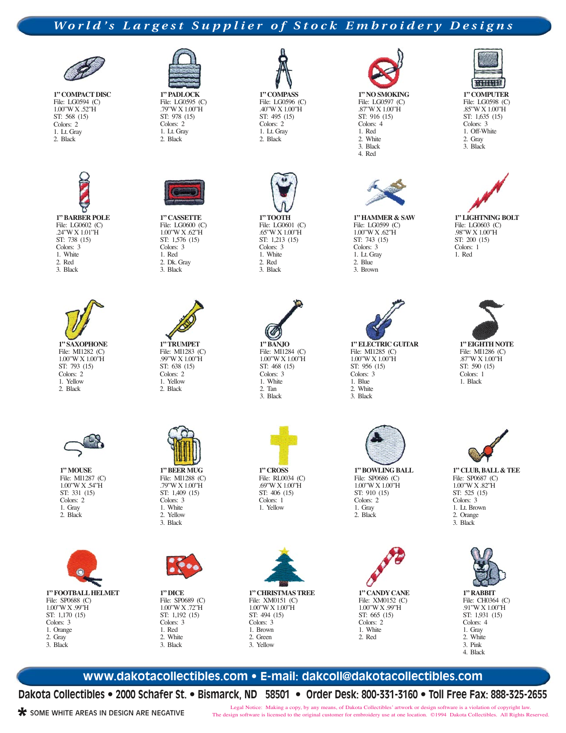# *World's Largest Supplier of Stock Embroidery Designs*

**1" COMPACT DISC**
File: LG0594 (C)
1.00"W X .52"H
ST: 568 (15)
Colors: 2
1. Lt. Gray
2. Black

**1" PADLOCK**
File: LG0595 (C)
.79"W X 1.00"H
ST: 978 (15)
Colors: 2
1. Lt. Gray
2. Black

**1" COMPASS**
File: LG0596 (C)
.40"W X 1.00"H
ST: 495 (15)
Colors: 2
1. Lt. Gray
2. Black

**1" NO SMOKING**
File: LG0597 (C)
.87"W X 1.00"H
ST: 916 (15)
Colors: 4
1. Red
2. White
3. Black
4. Red

**1" COMPUTER**
File: LG0598 (C)
.85"W X 1.00"H
ST: 1,635 (15)
Colors: 3
1. Off-White
2. Gray
3. Black

**1" BARBER POLE**
File: LG0602 (C)
.24"W X 1.01"H
ST: 738 (15)
Colors: 3
1. White
2. Red
3. Black

**1" CASSETTE**
File: LG0600 (C)
1.00"W X .62"H
ST: 1,576 (15)
Colors: 3
1. Red
2. Dk. Gray
3. Black

**1" TOOTH**
File: LG0601 (C)
.65"W X 1.00"H
ST: 1,213 (15)
Colors: 3
1. White
2. Red
3. Black

**1" HAMMER & SAW**
File: LG0599 (C)
1.00"W X .62"H
ST: 743 (15)
Colors: 3
1. Lt. Gray
2. Blue
3. Brown

**1" LIGHTNING BOLT**
File: LG0603 (C)
.98"W X 1.00"H
ST: 200 (15)
Colors: 1
1. Red

**1" SAXOPHONE**
File: MI1282 (C)
1.00"W X 1.00"H
ST: 793 (15)
Colors: 2
1. Yellow
2. Black

**1" TRUMPET**
File: MI1283 (C)
.99"W X 1.00"H
ST: 638 (15)
Colors: 2
1. Yellow
2. Black

**1" BANJO**
File: MI1284 (C)
1.00"W X 1.00"H
ST: 468 (15)
Colors: 3
1. White
2. Tan
3. Black

**1" ELECTRIC GUITAR**
File: MI1285 (C)
1.00"W X 1.00"H
ST: 956 (15)
Colors: 3
1. Blue
2. White
3. Black

**1" EIGHTH NOTE**
File: MI1286 (C)
.87"W X 1.00"H
ST: 590 (15)
Colors: 1
1. Black

**1" MOUSE**
File: MI1287 (C)
1.00"W X .54"H
ST: 331 (15)
Colors: 2
1. Gray
2. Black

**1" BEER MUG**
File: MI1288 (C)
.79"W X 1.00"H
ST: 1,409 (15)
Colors: 3
1. White
2. Yellow
3. Black

**1" CROSS**
File: RL0034 (C)
.69"W X 1.00"H
ST: 406 (15)
Colors: 1
1. Yellow

**1" BOWLING BALL**
File: SP0686 (C)
1.00"W X 1.00"H
ST: 910 (15)
Colors: 2
1. Gray
2. Black

**1" CLUB, BALL & TEE**
File: SP0687 (C)
1.00"W X .82"H
ST: 525 (15)
Colors: 3
1. Lt. Brown
2. Orange
3. Black

**1" FOOTBALL HELMET**
File: SP0688 (C)
1.00"W X .99"H
ST: 1,170 (15)
Colors: 3
1. Orange
2. Gray
3. Black

**1" DICE**
File: SP0689 (C)
1.00"W X .72"H
ST: 1,192 (15)
Colors: 3
1. Red
2. White
3. Black

**1" CHRISTMAS TREE**
File: XM0151 (C)
1.00"W X 1.00"H
ST: 494 (15)
Colors: 3
1. Brown
2. Green
3. Yellow

**1" CANDY CANE**
File: XM0152 (C)
1.00"W X .99"H
ST: 665 (15)
Colors: 2
1. White
2. Red

**1" RABBIT**
File: CH0364 (C)
.91"W X 1.00"H
ST: 1,931 (15)
Colors: 4
1. Gray
2. White
3. Pink
4. Black

**www.dakotacollectibles.com • E-mail: dakcoll@dakotacollectibles.com**

**Dakota Collectibles • 2000 Schafer St. • Bismarck, ND 58501 • Order Desk: 800-331-3160 • Toll Free Fax: 888-325-2655**

✱ SOME WHITE AREAS IN DESIGN ARE NEGATIVE

Legal Notice: Making a copy, by any means, of Dakota Collectibles' artwork or design software is a violation of copyright law.
The design software is licensed to the original customer for embroidery use at one location. ©1994 Dakota Collectibles. All Rights Reserved.